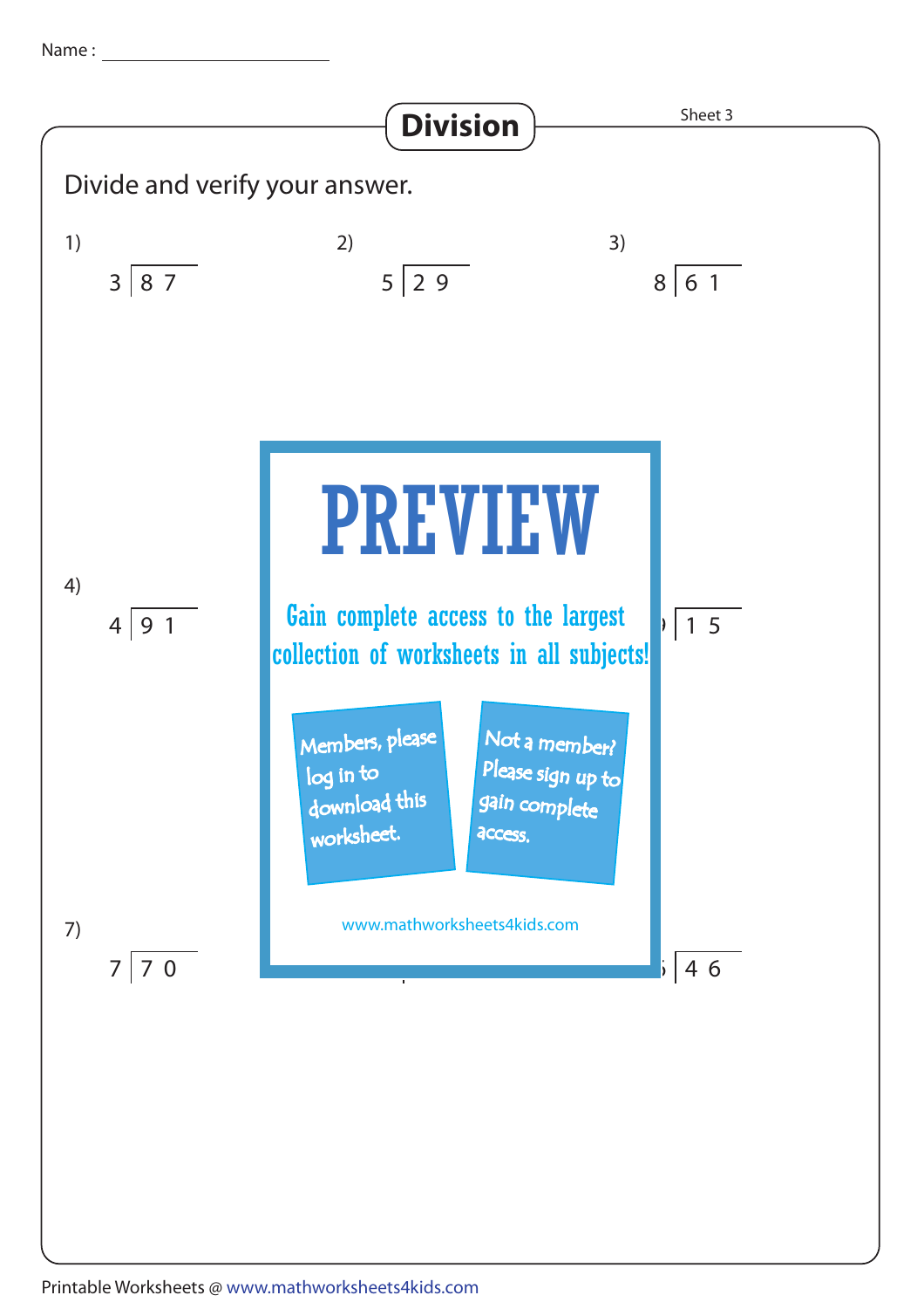Name : ____________________

# Division

Sheet 3

Divide and verify your answer.

1) $3 \overline{)\,87}$

2) $5 \overline{)\,29}$

3) $8 \overline{)\,61}$

4) $4 \overline{)\,91}$

$\overline{)\,15}$

7) $7 \overline{)\,70}$

$\overline{)\,46}$

PREVIEW

Gain complete access to the largest collection of worksheets in all subjects!

Members, please log in to download this worksheet.

Not a member? Please sign up to gain complete access.

www.mathworksheets4kids.com

Printable Worksheets @ www.mathworksheets4kids.com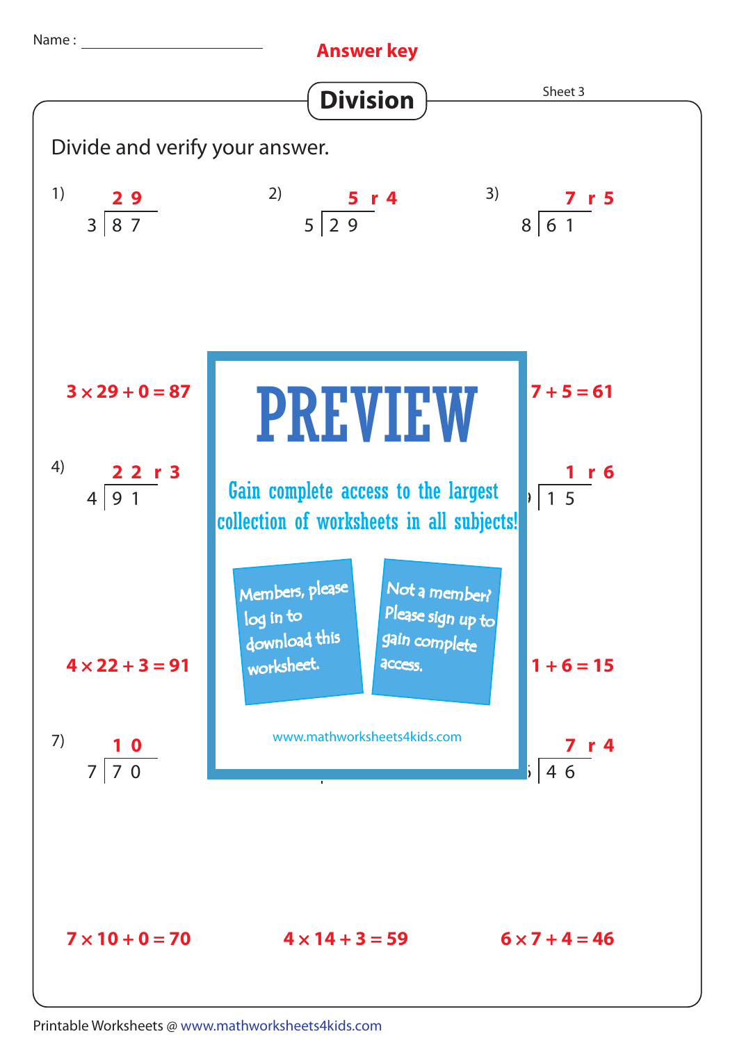Name : ______________________

**Answer key**

# Division

Sheet 3

Divide and verify your answer.

1) $87 \div 3$ = **29**

$3 \times 29 + 0 = 87$

2) $29 \div 5$ = **5 r 4**

3) $61 \div 8$ = **7 r 5**

$7 + 5 = 61$

4) $91 \div 4$ = **22 r 3**

$4 \times 22 + 3 = 91$

**1 r 6**

15

$1 + 6 = 15$

7) $70 \div 7$ = **10**

$7 \times 10 + 0 = 70$

$4 \times 14 + 3 = 59$

**7 r 4**

46

$6 \times 7 + 4 = 46$

PREVIEW

Gain complete access to the largest collection of worksheets in all subjects!

Members, please log in to download this worksheet.

Not a member? Please sign up to gain complete access.

www.mathworksheets4kids.com

Printable Worksheets @ www.mathworksheets4kids.com